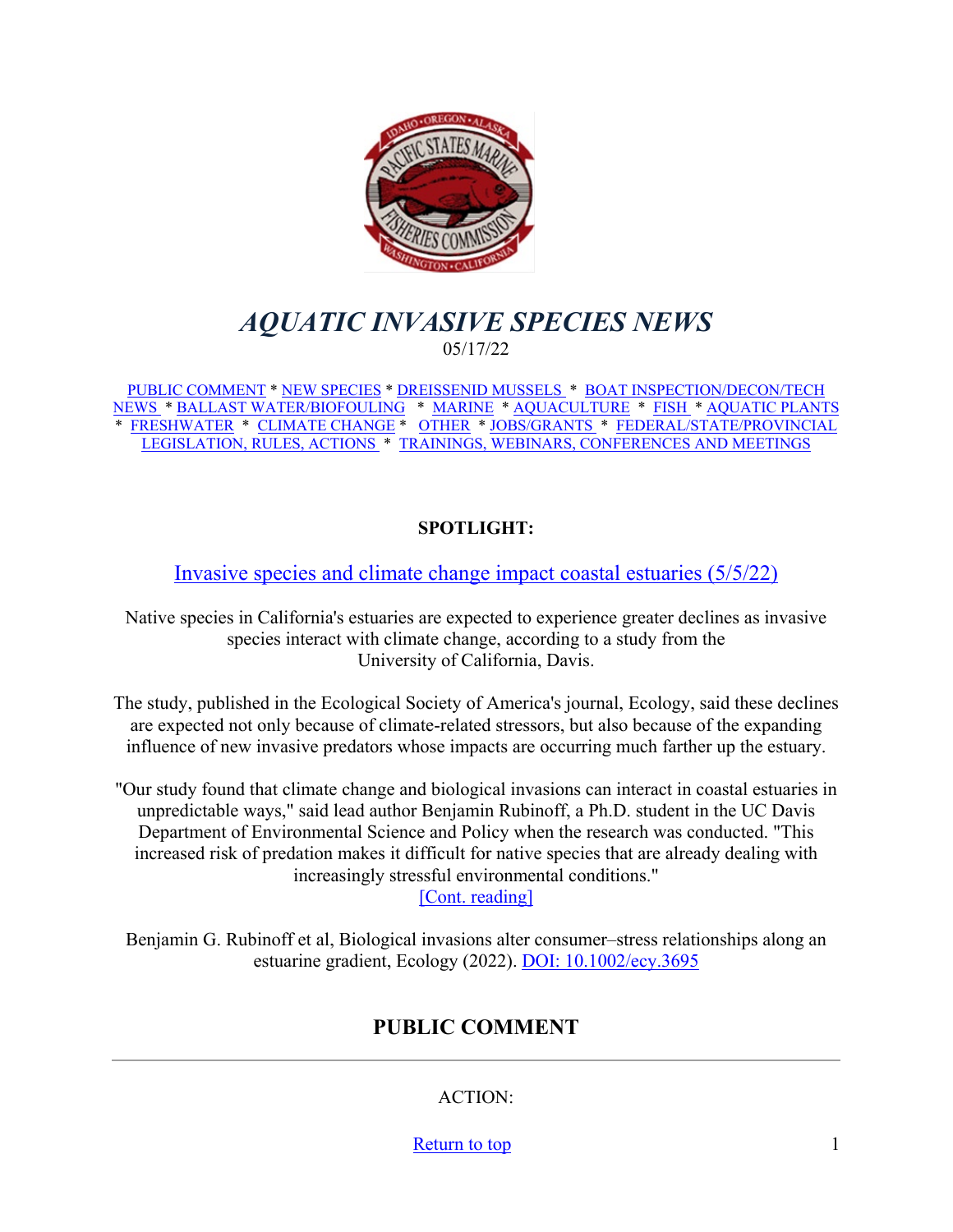// AQUATIC INVASIVE SPECIES NEWS

# *AQUATIC INVASIVE SPECIES NEWS*

05/17/22

PUBLIC COMMENT * NEW SPECIES * DREISSENID MUSSELS * BOAT INSPECTION/DECON/TECH NEWS * BALLAST WATER/BIOFOULING * MARINE * AQUACULTURE * FISH * AQUATIC PLANTS * FRESHWATER * CLIMATE CHANGE * OTHER * JOBS/GRANTS * FEDERAL/STATE/PROVINCIAL LEGISLATION, RULES, ACTIONS * TRAININGS, WEBINARS, CONFERENCES AND MEETINGS

**SPOTLIGHT:**

Invasive species and climate change impact coastal estuaries (5/5/22)

Native species in California's estuaries are expected to experience greater declines as invasive species interact with climate change, according to a study from the University of California, Davis.

The study, published in the Ecological Society of America's journal, Ecology, said these declines are expected not only because of climate-related stressors, but also because of the expanding influence of new invasive predators whose impacts are occurring much farther up the estuary.

"Our study found that climate change and biological invasions can interact in coastal estuaries in unpredictable ways," said lead author Benjamin Rubinoff, a Ph.D. student in the UC Davis Department of Environmental Science and Policy when the research was conducted. "This increased risk of predation makes it difficult for native species that are already dealing with increasingly stressful environmental conditions."
[Cont. reading]

Benjamin G. Rubinoff et al, Biological invasions alter consumer–stress relationships along an estuarine gradient, Ecology (2022). DOI: 10.1002/ecy.3695

## PUBLIC COMMENT

ACTION:

Return to top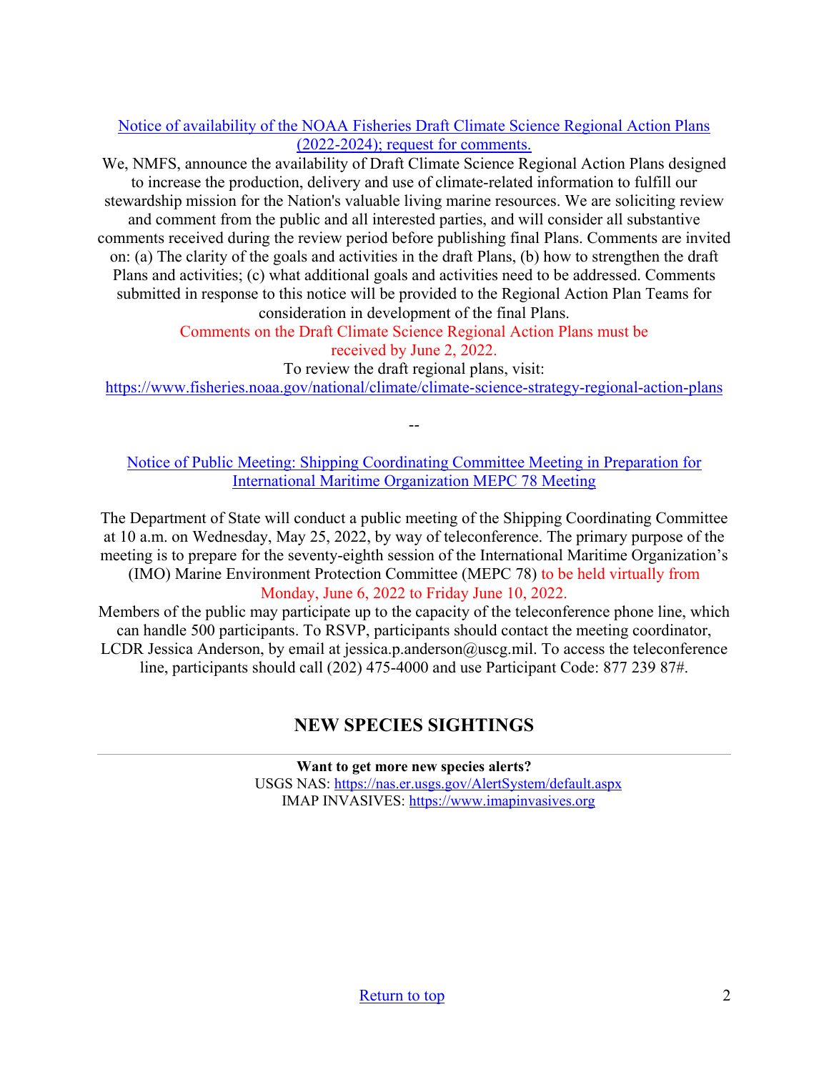[Notice of availability of the NOAA Fisheries Draft Climate Science Regional Action Plans (2022-2024); request for comments.]

We, NMFS, announce the availability of Draft Climate Science Regional Action Plans designed to increase the production, delivery and use of climate-related information to fulfill our stewardship mission for the Nation's valuable living marine resources. We are soliciting review and comment from the public and all interested parties, and will consider all substantive comments received during the review period before publishing final Plans. Comments are invited on: (a) The clarity of the goals and activities in the draft Plans, (b) how to strengthen the draft Plans and activities; (c) what additional goals and activities need to be addressed. Comments submitted in response to this notice will be provided to the Regional Action Plan Teams for consideration in development of the final Plans.

Comments on the Draft Climate Science Regional Action Plans must be received by June 2, 2022.

To review the draft regional plans, visit: https://www.fisheries.noaa.gov/national/climate/climate-science-strategy-regional-action-plans

--

[Notice of Public Meeting: Shipping Coordinating Committee Meeting in Preparation for International Maritime Organization MEPC 78 Meeting]

The Department of State will conduct a public meeting of the Shipping Coordinating Committee at 10 a.m. on Wednesday, May 25, 2022, by way of teleconference. The primary purpose of the meeting is to prepare for the seventy-eighth session of the International Maritime Organization's (IMO) Marine Environment Protection Committee (MEPC 78) to be held virtually from Monday, June 6, 2022 to Friday June 10, 2022.

Members of the public may participate up to the capacity of the teleconference phone line, which can handle 500 participants. To RSVP, participants should contact the meeting coordinator, LCDR Jessica Anderson, by email at jessica.p.anderson@uscg.mil. To access the teleconference line, participants should call (202) 475-4000 and use Participant Code: 877 239 87#.

## NEW SPECIES SIGHTINGS

---

**Want to get more new species alerts?**

USGS NAS: https://nas.er.usgs.gov/AlertSystem/default.aspx

IMAP INVASIVES: https://www.imapinvasives.org

[Return to top]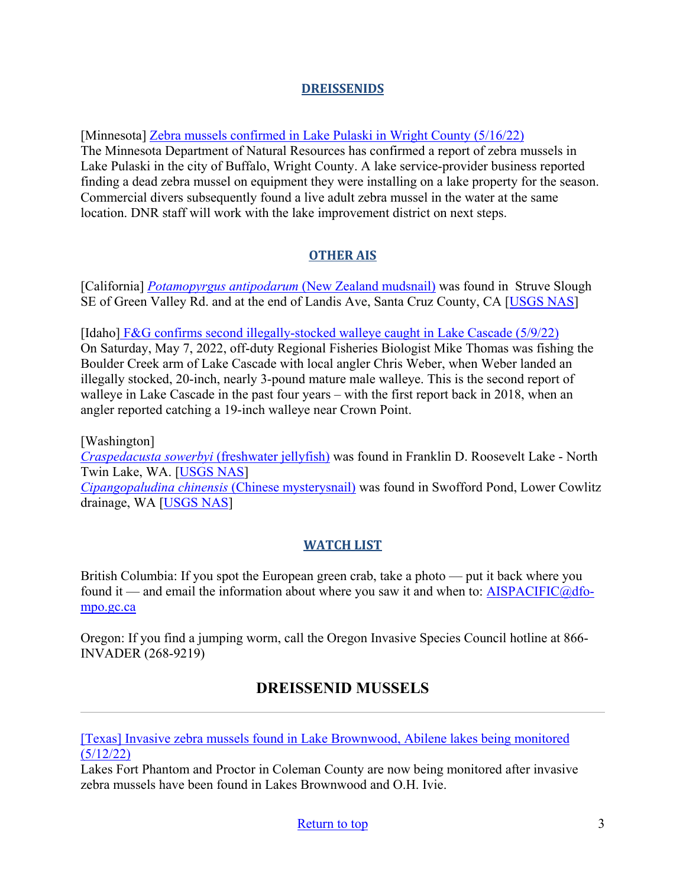### DREISSENIDS

[Minnesota] Zebra mussels confirmed in Lake Pulaski in Wright County (5/16/22)
The Minnesota Department of Natural Resources has confirmed a report of zebra mussels in Lake Pulaski in the city of Buffalo, Wright County. A lake service-provider business reported finding a dead zebra mussel on equipment they were installing on a lake property for the season. Commercial divers subsequently found a live adult zebra mussel in the water at the same location. DNR staff will work with the lake improvement district on next steps.

### OTHER AIS

[California] *Potamopyrgus antipodarum* (New Zealand mudsnail) was found in Struve Slough SE of Green Valley Rd. and at the end of Landis Ave, Santa Cruz County, CA [USGS NAS]

[Idaho] F&G confirms second illegally-stocked walleye caught in Lake Cascade (5/9/22)
On Saturday, May 7, 2022, off-duty Regional Fisheries Biologist Mike Thomas was fishing the Boulder Creek arm of Lake Cascade with local angler Chris Weber, when Weber landed an illegally stocked, 20-inch, nearly 3-pound mature male walleye. This is the second report of walleye in Lake Cascade in the past four years – with the first report back in 2018, when an angler reported catching a 19-inch walleye near Crown Point.

[Washington]
*Craspedacusta sowerbyi* (freshwater jellyfish) was found in Franklin D. Roosevelt Lake - North Twin Lake, WA. [USGS NAS]
*Cipangopaludina chinensis* (Chinese mysterysnail) was found in Swofford Pond, Lower Cowlitz drainage, WA [USGS NAS]

### WATCH LIST

British Columbia: If you spot the European green crab, take a photo — put it back where you found it — and email the information about where you saw it and when to: AISPACIFIC@dfo-mpo.gc.ca

Oregon: If you find a jumping worm, call the Oregon Invasive Species Council hotline at 866-INVADER (268-9219)

## DREISSENID MUSSELS

[Texas] Invasive zebra mussels found in Lake Brownwood, Abilene lakes being monitored (5/12/22)
Lakes Fort Phantom and Proctor in Coleman County are now being monitored after invasive zebra mussels have been found in Lakes Brownwood and O.H. Ivie.

Return to top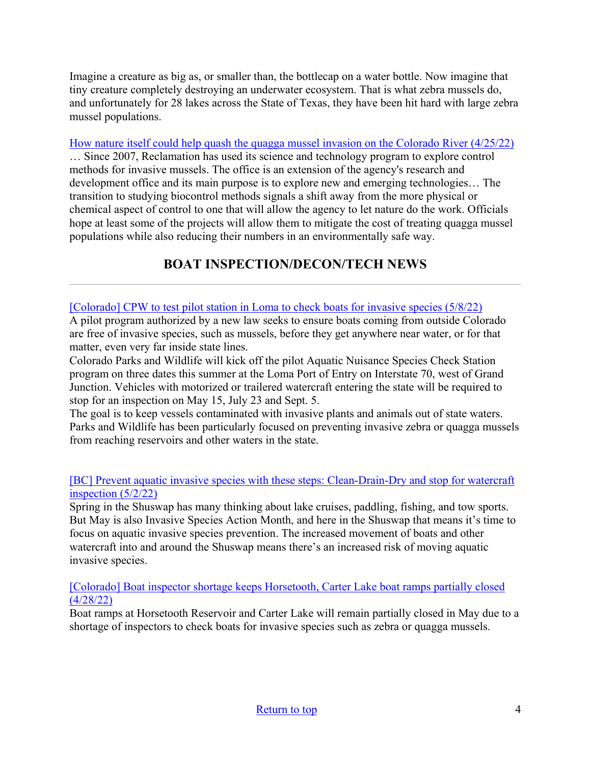Imagine a creature as big as, or smaller than, the bottlecap on a water bottle. Now imagine that tiny creature completely destroying an underwater ecosystem. That is what zebra mussels do, and unfortunately for 28 lakes across the State of Texas, they have been hit hard with large zebra mussel populations.

How nature itself could help quash the quagga mussel invasion on the Colorado River (4/25/22)
… Since 2007, Reclamation has used its science and technology program to explore control methods for invasive mussels. The office is an extension of the agency's research and development office and its main purpose is to explore new and emerging technologies… The transition to studying biocontrol methods signals a shift away from the more physical or chemical aspect of control to one that will allow the agency to let nature do the work. Officials hope at least some of the projects will allow them to mitigate the cost of treating quagga mussel populations while also reducing their numbers in an environmentally safe way.

## BOAT INSPECTION/DECON/TECH NEWS

---

[Colorado] CPW to test pilot station in Loma to check boats for invasive species (5/8/22)
A pilot program authorized by a new law seeks to ensure boats coming from outside Colorado are free of invasive species, such as mussels, before they get anywhere near water, or for that matter, even very far inside state lines.
Colorado Parks and Wildlife will kick off the pilot Aquatic Nuisance Species Check Station program on three dates this summer at the Loma Port of Entry on Interstate 70, west of Grand Junction. Vehicles with motorized or trailered watercraft entering the state will be required to stop for an inspection on May 15, July 23 and Sept. 5.
The goal is to keep vessels contaminated with invasive plants and animals out of state waters. Parks and Wildlife has been particularly focused on preventing invasive zebra or quagga mussels from reaching reservoirs and other waters in the state.

[BC] Prevent aquatic invasive species with these steps: Clean-Drain-Dry and stop for watercraft inspection (5/2/22)
Spring in the Shuswap has many thinking about lake cruises, paddling, fishing, and tow sports. But May is also Invasive Species Action Month, and here in the Shuswap that means it's time to focus on aquatic invasive species prevention. The increased movement of boats and other watercraft into and around the Shuswap means there's an increased risk of moving aquatic invasive species.

[Colorado] Boat inspector shortage keeps Horsetooth, Carter Lake boat ramps partially closed (4/28/22)
Boat ramps at Horsetooth Reservoir and Carter Lake will remain partially closed in May due to a shortage of inspectors to check boats for invasive species such as zebra or quagga mussels.

Return to top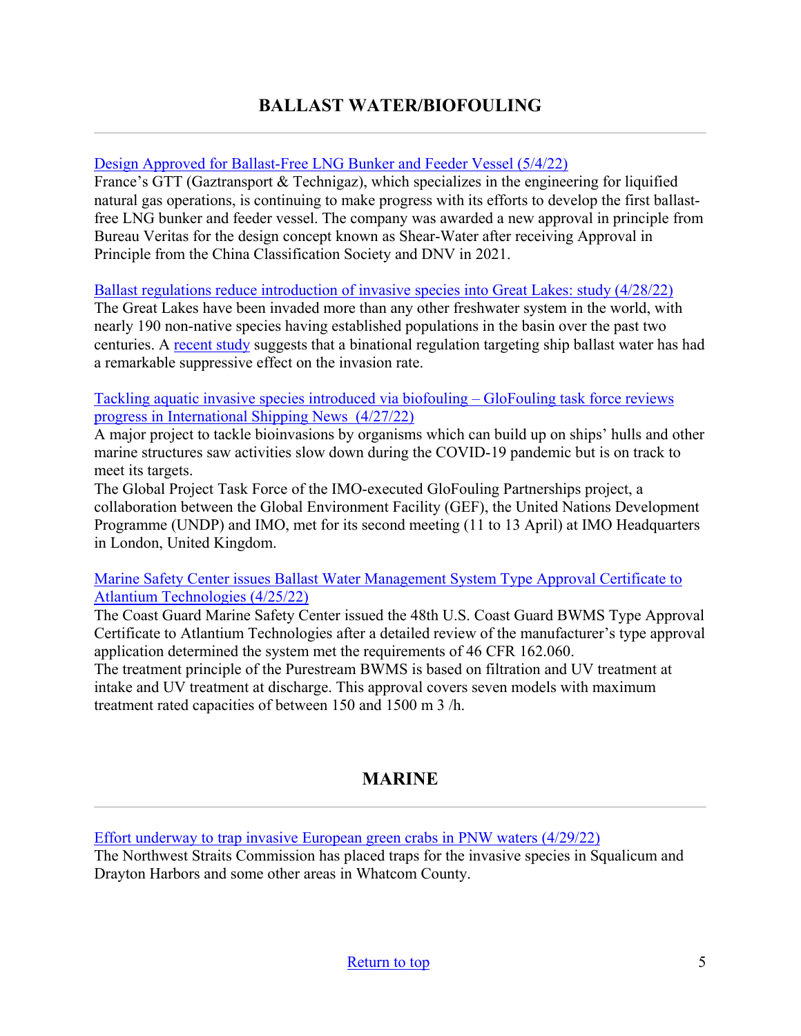## BALLAST WATER/BIOFOULING

---

Design Approved for Ballast-Free LNG Bunker and Feeder Vessel (5/4/22)
France's GTT (Gaztransport & Technigaz), which specializes in the engineering for liquified natural gas operations, is continuing to make progress with its efforts to develop the first ballast-free LNG bunker and feeder vessel. The company was awarded a new approval in principle from Bureau Veritas for the design concept known as Shear-Water after receiving Approval in Principle from the China Classification Society and DNV in 2021.

Ballast regulations reduce introduction of invasive species into Great Lakes: study (4/28/22)
The Great Lakes have been invaded more than any other freshwater system in the world, with nearly 190 non-native species having established populations in the basin over the past two centuries. A recent study suggests that a binational regulation targeting ship ballast water has had a remarkable suppressive effect on the invasion rate.

Tackling aquatic invasive species introduced via biofouling – GloFouling task force reviews progress in International Shipping News (4/27/22)
A major project to tackle bioinvasions by organisms which can build up on ships' hulls and other marine structures saw activities slow down during the COVID-19 pandemic but is on track to meet its targets.
The Global Project Task Force of the IMO-executed GloFouling Partnerships project, a collaboration between the Global Environment Facility (GEF), the United Nations Development Programme (UNDP) and IMO, met for its second meeting (11 to 13 April) at IMO Headquarters in London, United Kingdom.

Marine Safety Center issues Ballast Water Management System Type Approval Certificate to Atlantium Technologies (4/25/22)
The Coast Guard Marine Safety Center issued the 48th U.S. Coast Guard BWMS Type Approval Certificate to Atlantium Technologies after a detailed review of the manufacturer's type approval application determined the system met the requirements of 46 CFR 162.060.
The treatment principle of the Purestream BWMS is based on filtration and UV treatment at intake and UV treatment at discharge. This approval covers seven models with maximum treatment rated capacities of between 150 and 1500 $m^3$/h.

## MARINE

---

Effort underway to trap invasive European green crabs in PNW waters (4/29/22)
The Northwest Straits Commission has placed traps for the invasive species in Squalicum and Drayton Harbors and some other areas in Whatcom County.

Return to top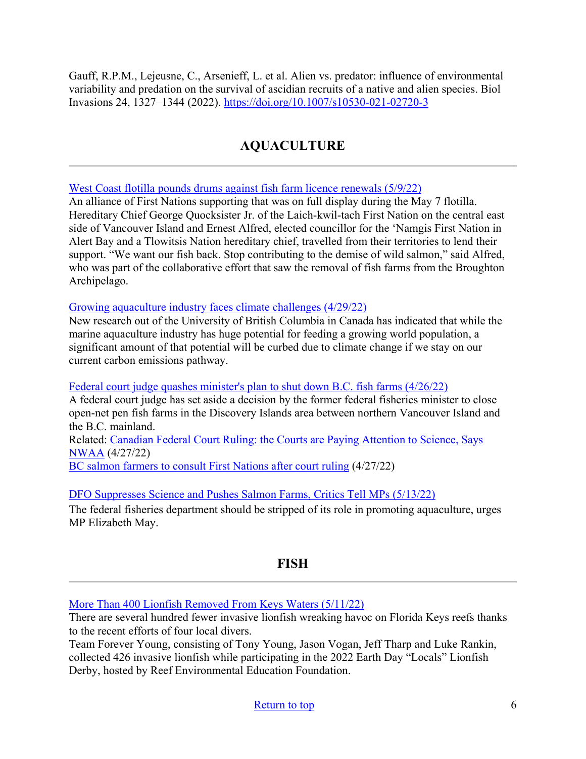Gauff, R.P.M., Lejeusne, C., Arsenieff, L. et al. Alien vs. predator: influence of environmental variability and predation on the survival of ascidian recruits of a native and alien species. Biol Invasions 24, 1327–1344 (2022). https://doi.org/10.1007/s10530-021-02720-3

## AQUACULTURE

---

West Coast flotilla pounds drums against fish farm licence renewals (5/9/22)
An alliance of First Nations supporting that was on full display during the May 7 flotilla. Hereditary Chief George Quocksister Jr. of the Laich-kwil-tach First Nation on the central east side of Vancouver Island and Ernest Alfred, elected councillor for the 'Namgis First Nation in Alert Bay and a Tlowitsis Nation hereditary chief, travelled from their territories to lend their support. "We want our fish back. Stop contributing to the demise of wild salmon," said Alfred, who was part of the collaborative effort that saw the removal of fish farms from the Broughton Archipelago.

Growing aquaculture industry faces climate challenges (4/29/22)
New research out of the University of British Columbia in Canada has indicated that while the marine aquaculture industry has huge potential for feeding a growing world population, a significant amount of that potential will be curbed due to climate change if we stay on our current carbon emissions pathway.

Federal court judge quashes minister's plan to shut down B.C. fish farms (4/26/22)
A federal court judge has set aside a decision by the former federal fisheries minister to close open-net pen fish farms in the Discovery Islands area between northern Vancouver Island and the B.C. mainland.
Related: Canadian Federal Court Ruling: the Courts are Paying Attention to Science, Says NWAA (4/27/22)
BC salmon farmers to consult First Nations after court ruling (4/27/22)

DFO Suppresses Science and Pushes Salmon Farms, Critics Tell MPs (5/13/22)
The federal fisheries department should be stripped of its role in promoting aquaculture, urges MP Elizabeth May.

## FISH

---

More Than 400 Lionfish Removed From Keys Waters (5/11/22)
There are several hundred fewer invasive lionfish wreaking havoc on Florida Keys reefs thanks to the recent efforts of four local divers.
Team Forever Young, consisting of Tony Young, Jason Vogan, Jeff Tharp and Luke Rankin, collected 426 invasive lionfish while participating in the 2022 Earth Day "Locals" Lionfish Derby, hosted by Reef Environmental Education Foundation.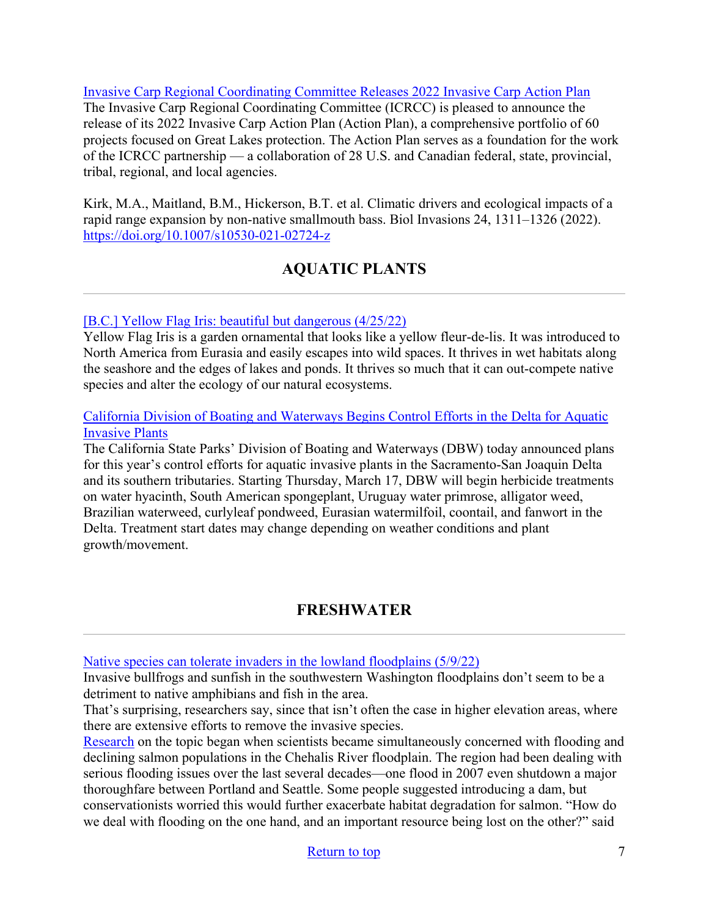[Invasive Carp Regional Coordinating Committee Releases 2022 Invasive Carp Action Plan]
The Invasive Carp Regional Coordinating Committee (ICRCC) is pleased to announce the release of its 2022 Invasive Carp Action Plan (Action Plan), a comprehensive portfolio of 60 projects focused on Great Lakes protection. The Action Plan serves as a foundation for the work of the ICRCC partnership — a collaboration of 28 U.S. and Canadian federal, state, provincial, tribal, regional, and local agencies.

Kirk, M.A., Maitland, B.M., Hickerson, B.T. et al. Climatic drivers and ecological impacts of a rapid range expansion by non-native smallmouth bass. Biol Invasions 24, 1311–1326 (2022). https://doi.org/10.1007/s10530-021-02724-z

## AQUATIC PLANTS

---

[B.C.] Yellow Flag Iris: beautiful but dangerous (4/25/22)
Yellow Flag Iris is a garden ornamental that looks like a yellow fleur-de-lis. It was introduced to North America from Eurasia and easily escapes into wild spaces. It thrives in wet habitats along the seashore and the edges of lakes and ponds. It thrives so much that it can out-compete native species and alter the ecology of our natural ecosystems.

[California Division of Boating and Waterways Begins Control Efforts in the Delta for Aquatic Invasive Plants]
The California State Parks' Division of Boating and Waterways (DBW) today announced plans for this year's control efforts for aquatic invasive plants in the Sacramento-San Joaquin Delta and its southern tributaries. Starting Thursday, March 17, DBW will begin herbicide treatments on water hyacinth, South American spongeplant, Uruguay water primrose, alligator weed, Brazilian waterweed, curlyleaf pondweed, Eurasian watermilfoil, coontail, and fanwort in the Delta. Treatment start dates may change depending on weather conditions and plant growth/movement.

## FRESHWATER

---

[Native species can tolerate invaders in the lowland floodplains (5/9/22)]
Invasive bullfrogs and sunfish in the southwestern Washington floodplains don't seem to be a detriment to native amphibians and fish in the area.
That's surprising, researchers say, since that isn't often the case in higher elevation areas, where there are extensive efforts to remove the invasive species.
[Research] on the topic began when scientists became simultaneously concerned with flooding and declining salmon populations in the Chehalis River floodplain. The region had been dealing with serious flooding issues over the last several decades—one flood in 2007 even shutdown a major thoroughfare between Portland and Seattle. Some people suggested introducing a dam, but conservationists worried this would further exacerbate habitat degradation for salmon. "How do we deal with flooding on the one hand, and an important resource being lost on the other?" said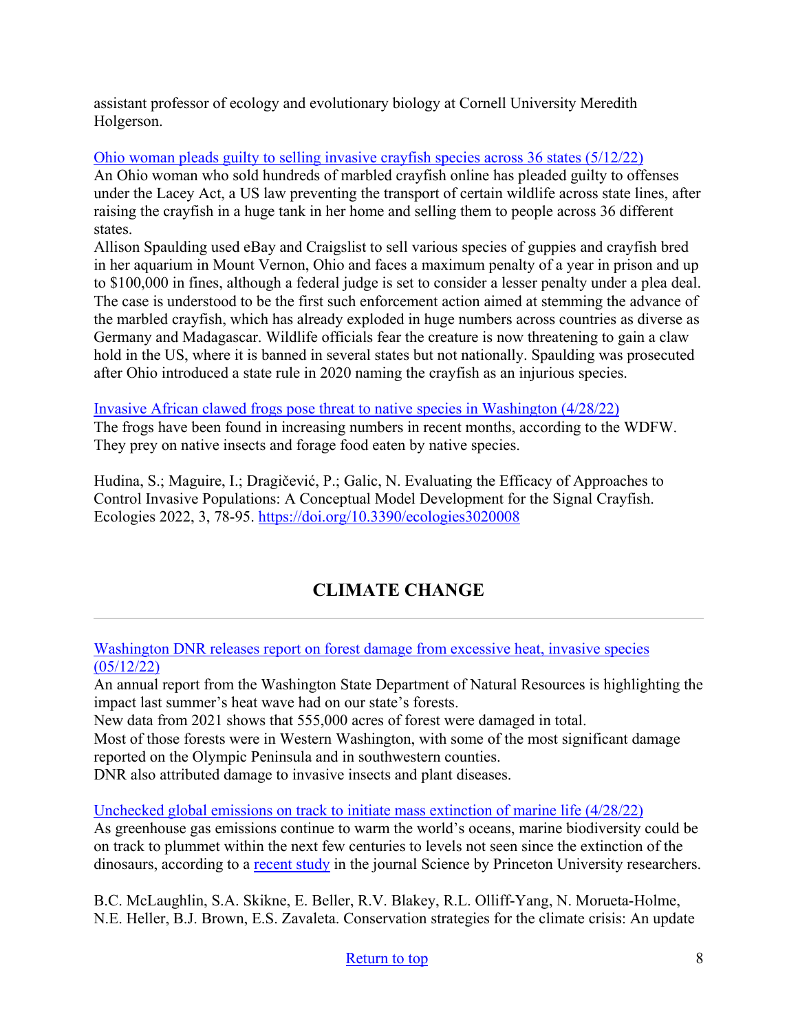assistant professor of ecology and evolutionary biology at Cornell University Meredith Holgerson.

[Ohio woman pleads guilty to selling invasive crayfish species across 36 states (5/12/22)]
An Ohio woman who sold hundreds of marbled crayfish online has pleaded guilty to offenses under the Lacey Act, a US law preventing the transport of certain wildlife across state lines, after raising the crayfish in a huge tank in her home and selling them to people across 36 different states.
Allison Spaulding used eBay and Craigslist to sell various species of guppies and crayfish bred in her aquarium in Mount Vernon, Ohio and faces a maximum penalty of a year in prison and up to $100,000 in fines, although a federal judge is set to consider a lesser penalty under a plea deal. The case is understood to be the first such enforcement action aimed at stemming the advance of the marbled crayfish, which has already exploded in huge numbers across countries as diverse as Germany and Madagascar. Wildlife officials fear the creature is now threatening to gain a claw hold in the US, where it is banned in several states but not nationally. Spaulding was prosecuted after Ohio introduced a state rule in 2020 naming the crayfish as an injurious species.

[Invasive African clawed frogs pose threat to native species in Washington (4/28/22)]
The frogs have been found in increasing numbers in recent months, according to the WDFW. They prey on native insects and forage food eaten by native species.

Hudina, S.; Maguire, I.; Dragičević, P.; Galic, N. Evaluating the Efficacy of Approaches to Control Invasive Populations: A Conceptual Model Development for the Signal Crayfish. Ecologies 2022, 3, 78-95. https://doi.org/10.3390/ecologies3020008

## CLIMATE CHANGE

---

[Washington DNR releases report on forest damage from excessive heat, invasive species (05/12/22)]
An annual report from the Washington State Department of Natural Resources is highlighting the impact last summer's heat wave had on our state's forests.
New data from 2021 shows that 555,000 acres of forest were damaged in total.
Most of those forests were in Western Washington, with some of the most significant damage reported on the Olympic Peninsula and in southwestern counties.
DNR also attributed damage to invasive insects and plant diseases.

[Unchecked global emissions on track to initiate mass extinction of marine life (4/28/22)]
As greenhouse gas emissions continue to warm the world's oceans, marine biodiversity could be on track to plummet within the next few centuries to levels not seen since the extinction of the dinosaurs, according to a [recent study] in the journal Science by Princeton University researchers.

B.C. McLaughlin, S.A. Skikne, E. Beller, R.V. Blakey, R.L. Olliff-Yang, N. Morueta-Holme, N.E. Heller, B.J. Brown, E.S. Zavaleta. Conservation strategies for the climate crisis: An update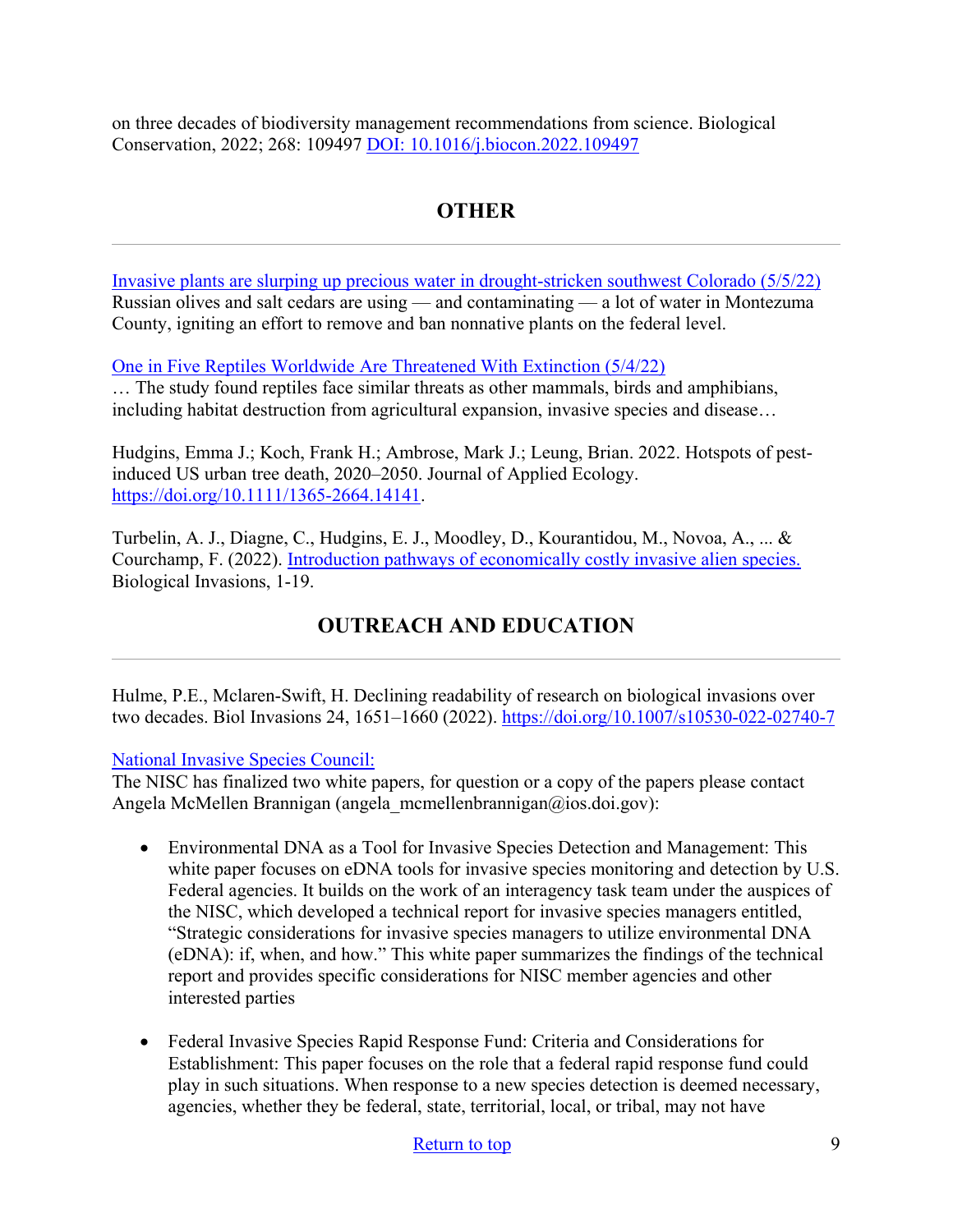on three decades of biodiversity management recommendations from science. Biological Conservation, 2022; 268: 109497 [DOI: 10.1016/j.biocon.2022.109497]

## OTHER

[Invasive plants are slurping up precious water in drought-stricken southwest Colorado (5/5/22)]
Russian olives and salt cedars are using — and contaminating — a lot of water in Montezuma County, igniting an effort to remove and ban nonnative plants on the federal level.

[One in Five Reptiles Worldwide Are Threatened With Extinction (5/4/22)]
… The study found reptiles face similar threats as other mammals, birds and amphibians, including habitat destruction from agricultural expansion, invasive species and disease…

Hudgins, Emma J.; Koch, Frank H.; Ambrose, Mark J.; Leung, Brian. 2022. Hotspots of pest-induced US urban tree death, 2020–2050. Journal of Applied Ecology. https://doi.org/10.1111/1365-2664.14141.

Turbelin, A. J., Diagne, C., Hudgins, E. J., Moodley, D., Kourantidou, M., Novoa, A., ... & Courchamp, F. (2022). [Introduction pathways of economically costly invasive alien species.] Biological Invasions, 1-19.

## OUTREACH AND EDUCATION

Hulme, P.E., Mclaren-Swift, H. Declining readability of research on biological invasions over two decades. Biol Invasions 24, 1651–1660 (2022). https://doi.org/10.1007/s10530-022-02740-7

[National Invasive Species Council:]
The NISC has finalized two white papers, for question or a copy of the papers please contact Angela McMellen Brannigan (angela_mcmellenbrannigan@ios.doi.gov):

- Environmental DNA as a Tool for Invasive Species Detection and Management: This white paper focuses on eDNA tools for invasive species monitoring and detection by U.S. Federal agencies. It builds on the work of an interagency task team under the auspices of the NISC, which developed a technical report for invasive species managers entitled, "Strategic considerations for invasive species managers to utilize environmental DNA (eDNA): if, when, and how." This white paper summarizes the findings of the technical report and provides specific considerations for NISC member agencies and other interested parties

- Federal Invasive Species Rapid Response Fund: Criteria and Considerations for Establishment: This paper focuses on the role that a federal rapid response fund could play in such situations. When response to a new species detection is deemed necessary, agencies, whether they be federal, state, territorial, local, or tribal, may not have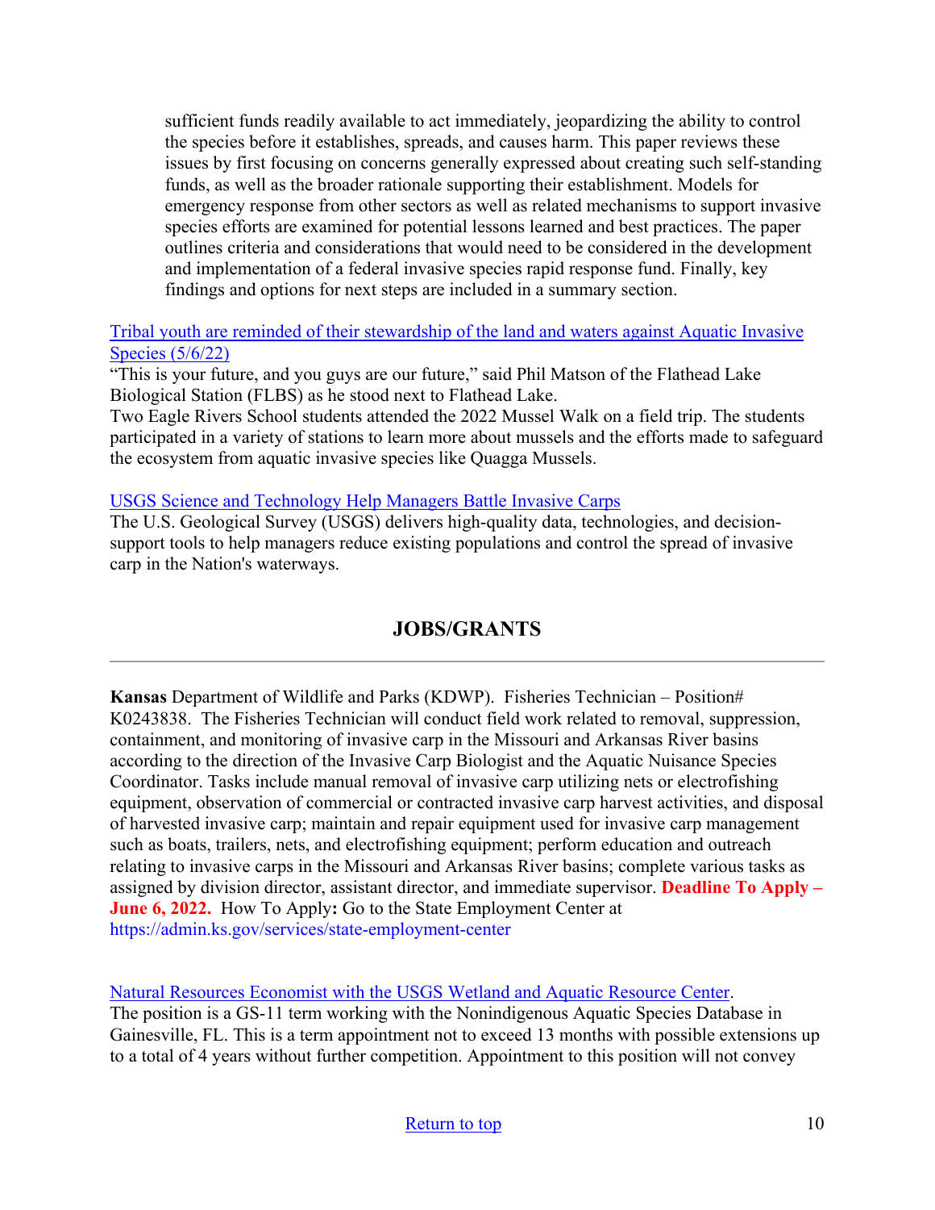sufficient funds readily available to act immediately, jeopardizing the ability to control the species before it establishes, spreads, and causes harm. This paper reviews these issues by first focusing on concerns generally expressed about creating such self-standing funds, as well as the broader rationale supporting their establishment. Models for emergency response from other sectors as well as related mechanisms to support invasive species efforts are examined for potential lessons learned and best practices. The paper outlines criteria and considerations that would need to be considered in the development and implementation of a federal invasive species rapid response fund. Finally, key findings and options for next steps are included in a summary section.

Tribal youth are reminded of their stewardship of the land and waters against Aquatic Invasive Species (5/6/22)
"This is your future, and you guys are our future," said Phil Matson of the Flathead Lake Biological Station (FLBS) as he stood next to Flathead Lake.
Two Eagle Rivers School students attended the 2022 Mussel Walk on a field trip. The students participated in a variety of stations to learn more about mussels and the efforts made to safeguard the ecosystem from aquatic invasive species like Quagga Mussels.

USGS Science and Technology Help Managers Battle Invasive Carps
The U.S. Geological Survey (USGS) delivers high-quality data, technologies, and decision-support tools to help managers reduce existing populations and control the spread of invasive carp in the Nation's waterways.

## JOBS/GRANTS

---

**Kansas** Department of Wildlife and Parks (KDWP). Fisheries Technician – Position# K0243838. The Fisheries Technician will conduct field work related to removal, suppression, containment, and monitoring of invasive carp in the Missouri and Arkansas River basins according to the direction of the Invasive Carp Biologist and the Aquatic Nuisance Species Coordinator. Tasks include manual removal of invasive carp utilizing nets or electrofishing equipment, observation of commercial or contracted invasive carp harvest activities, and disposal of harvested invasive carp; maintain and repair equipment used for invasive carp management such as boats, trailers, nets, and electrofishing equipment; perform education and outreach relating to invasive carps in the Missouri and Arkansas River basins; complete various tasks as assigned by division director, assistant director, and immediate supervisor. **Deadline To Apply – June 6, 2022.** How To Apply**:** Go to the State Employment Center at https://admin.ks.gov/services/state-employment-center

Natural Resources Economist with the USGS Wetland and Aquatic Resource Center.
The position is a GS-11 term working with the Nonindigenous Aquatic Species Database in Gainesville, FL. This is a term appointment not to exceed 13 months with possible extensions up to a total of 4 years without further competition. Appointment to this position will not convey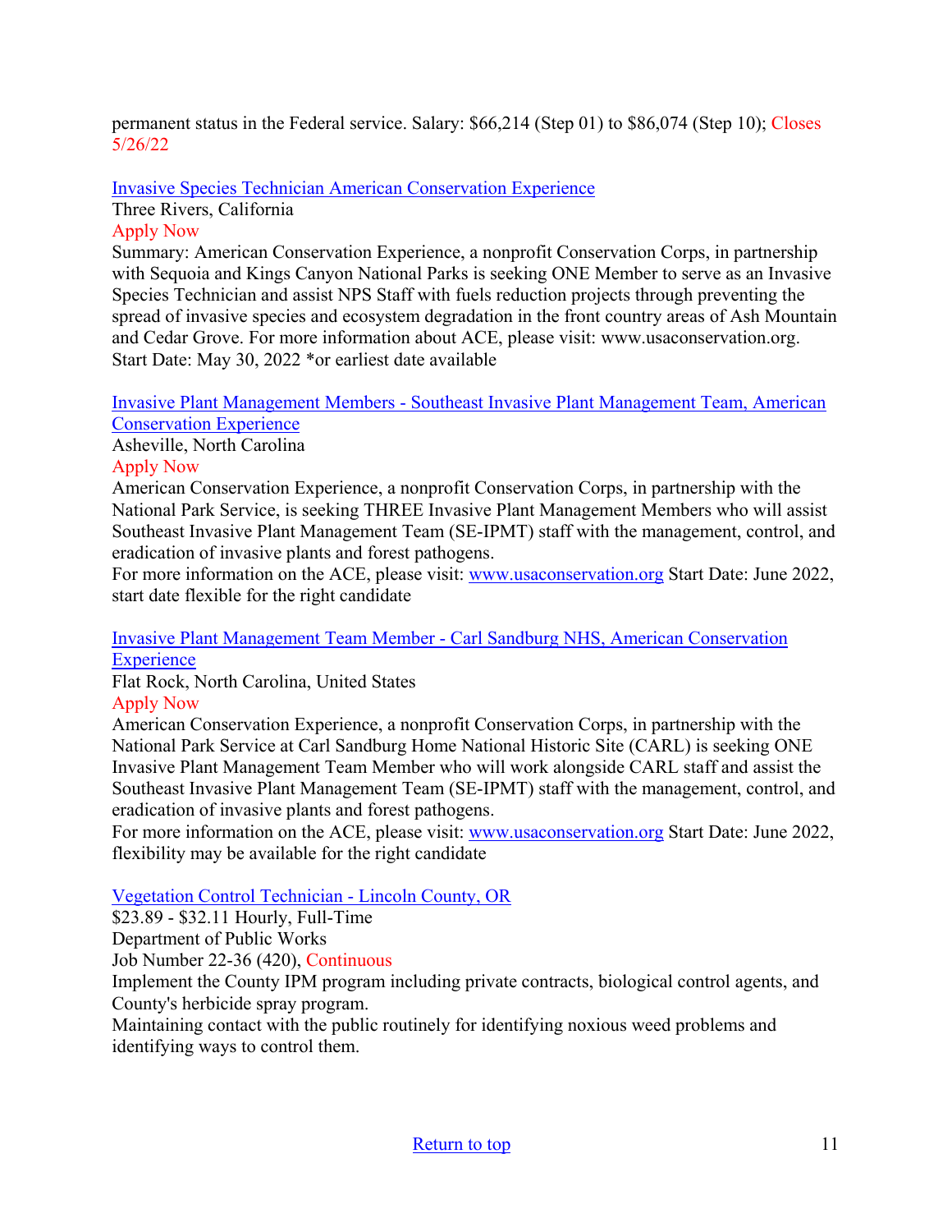permanent status in the Federal service. Salary: $66,214 (Step 01) to $86,074 (Step 10); Closes 5/26/22

[Invasive Species Technician American Conservation Experience](#)
Three Rivers, California
Apply Now
Summary: American Conservation Experience, a nonprofit Conservation Corps, in partnership with Sequoia and Kings Canyon National Parks is seeking ONE Member to serve as an Invasive Species Technician and assist NPS Staff with fuels reduction projects through preventing the spread of invasive species and ecosystem degradation in the front country areas of Ash Mountain and Cedar Grove. For more information about ACE, please visit: www.usaconservation.org. Start Date: May 30, 2022 *or earliest date available

[Invasive Plant Management Members - Southeast Invasive Plant Management Team, American Conservation Experience](#)
Asheville, North Carolina
Apply Now
American Conservation Experience, a nonprofit Conservation Corps, in partnership with the National Park Service, is seeking THREE Invasive Plant Management Members who will assist Southeast Invasive Plant Management Team (SE-IPMT) staff with the management, control, and eradication of invasive plants and forest pathogens.
For more information on the ACE, please visit: [www.usaconservation.org](http://www.usaconservation.org) Start Date: June 2022, start date flexible for the right candidate

[Invasive Plant Management Team Member - Carl Sandburg NHS, American Conservation Experience](#)
Flat Rock, North Carolina, United States
Apply Now
American Conservation Experience, a nonprofit Conservation Corps, in partnership with the National Park Service at Carl Sandburg Home National Historic Site (CARL) is seeking ONE Invasive Plant Management Team Member who will work alongside CARL staff and assist the Southeast Invasive Plant Management Team (SE-IPMT) staff with the management, control, and eradication of invasive plants and forest pathogens.
For more information on the ACE, please visit: [www.usaconservation.org](http://www.usaconservation.org) Start Date: June 2022, flexibility may be available for the right candidate

[Vegetation Control Technician - Lincoln County, OR](#)
$23.89 - $32.11 Hourly, Full-Time
Department of Public Works
Job Number 22-36 (420), Continuous
Implement the County IPM program including private contracts, biological control agents, and County's herbicide spray program.
Maintaining contact with the public routinely for identifying noxious weed problems and identifying ways to control them.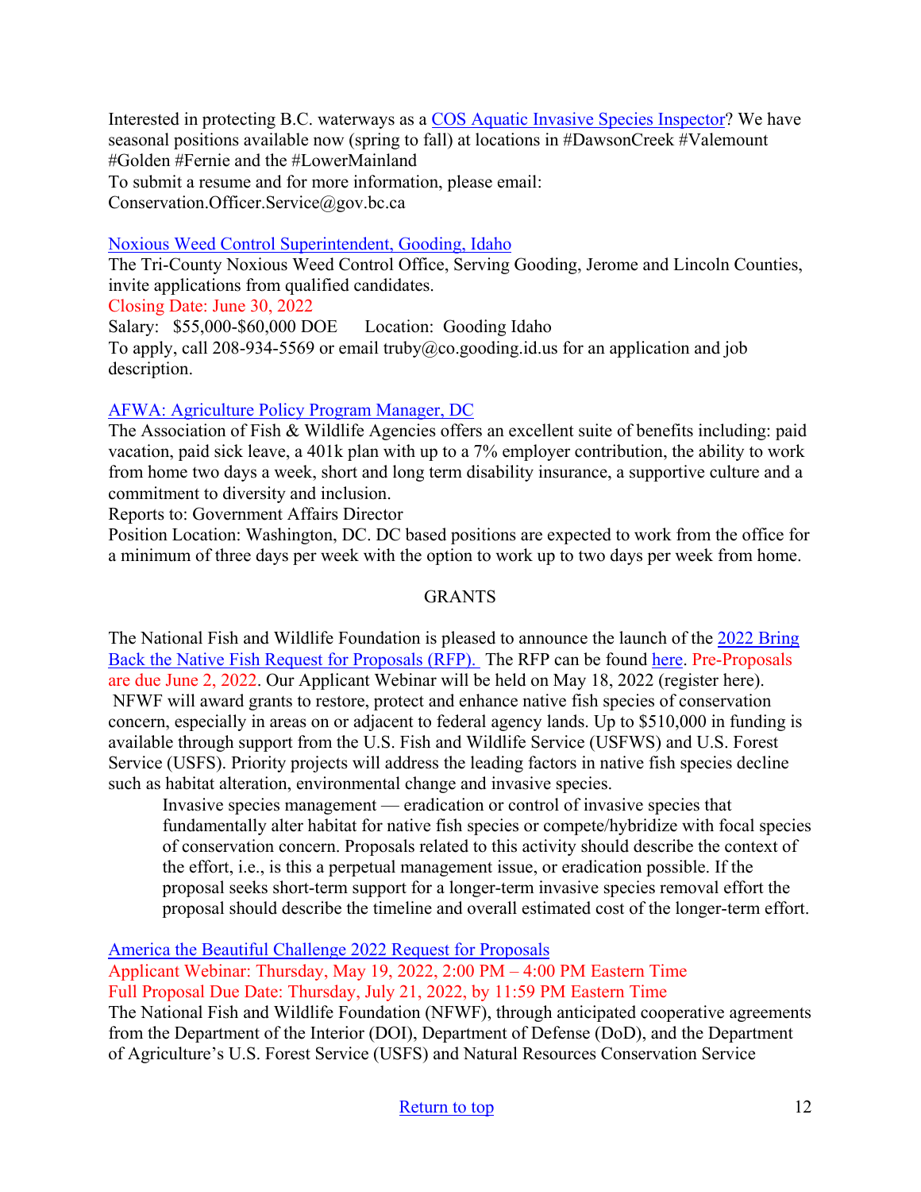Interested in protecting B.C. waterways as a [COS Aquatic Invasive Species Inspector](#)? We have seasonal positions available now (spring to fall) at locations in #DawsonCreek #Valemount #Golden #Fernie and the #LowerMainland
To submit a resume and for more information, please email: Conservation.Officer.Service@gov.bc.ca

[Noxious Weed Control Superintendent, Gooding, Idaho](#)
The Tri-County Noxious Weed Control Office, Serving Gooding, Jerome and Lincoln Counties, invite applications from qualified candidates.
Closing Date: June 30, 2022
Salary: $55,000-$60,000 DOE     Location: Gooding Idaho
To apply, call 208-934-5569 or email truby@co.gooding.id.us for an application and job description.

[AFWA: Agriculture Policy Program Manager, DC](#)
The Association of Fish & Wildlife Agencies offers an excellent suite of benefits including: paid vacation, paid sick leave, a 401k plan with up to a 7% employer contribution, the ability to work from home two days a week, short and long term disability insurance, a supportive culture and a commitment to diversity and inclusion.
Reports to: Government Affairs Director
Position Location: Washington, DC. DC based positions are expected to work from the office for a minimum of three days per week with the option to work up to two days per week from home.

## GRANTS

The National Fish and Wildlife Foundation is pleased to announce the launch of the [2022 Bring Back the Native Fish Request for Proposals (RFP).](#) The RFP can be found [here](#). Pre-Proposals are due June 2, 2022. Our Applicant Webinar will be held on May 18, 2022 (register here). NFWF will award grants to restore, protect and enhance native fish species of conservation concern, especially in areas on or adjacent to federal agency lands. Up to $510,000 in funding is available through support from the U.S. Fish and Wildlife Service (USFWS) and U.S. Forest Service (USFS). Priority projects will address the leading factors in native fish species decline such as habitat alteration, environmental change and invasive species.

> Invasive species management — eradication or control of invasive species that fundamentally alter habitat for native fish species or compete/hybridize with focal species of conservation concern. Proposals related to this activity should describe the context of the effort, i.e., is this a perpetual management issue, or eradication possible. If the proposal seeks short-term support for a longer-term invasive species removal effort the proposal should describe the timeline and overall estimated cost of the longer-term effort.

[America the Beautiful Challenge 2022 Request for Proposals](#)
Applicant Webinar: Thursday, May 19, 2022, 2:00 PM – 4:00 PM Eastern Time
Full Proposal Due Date: Thursday, July 21, 2022, by 11:59 PM Eastern Time
The National Fish and Wildlife Foundation (NFWF), through anticipated cooperative agreements from the Department of the Interior (DOI), Department of Defense (DoD), and the Department of Agriculture's U.S. Forest Service (USFS) and Natural Resources Conservation Service

[Return to top](#)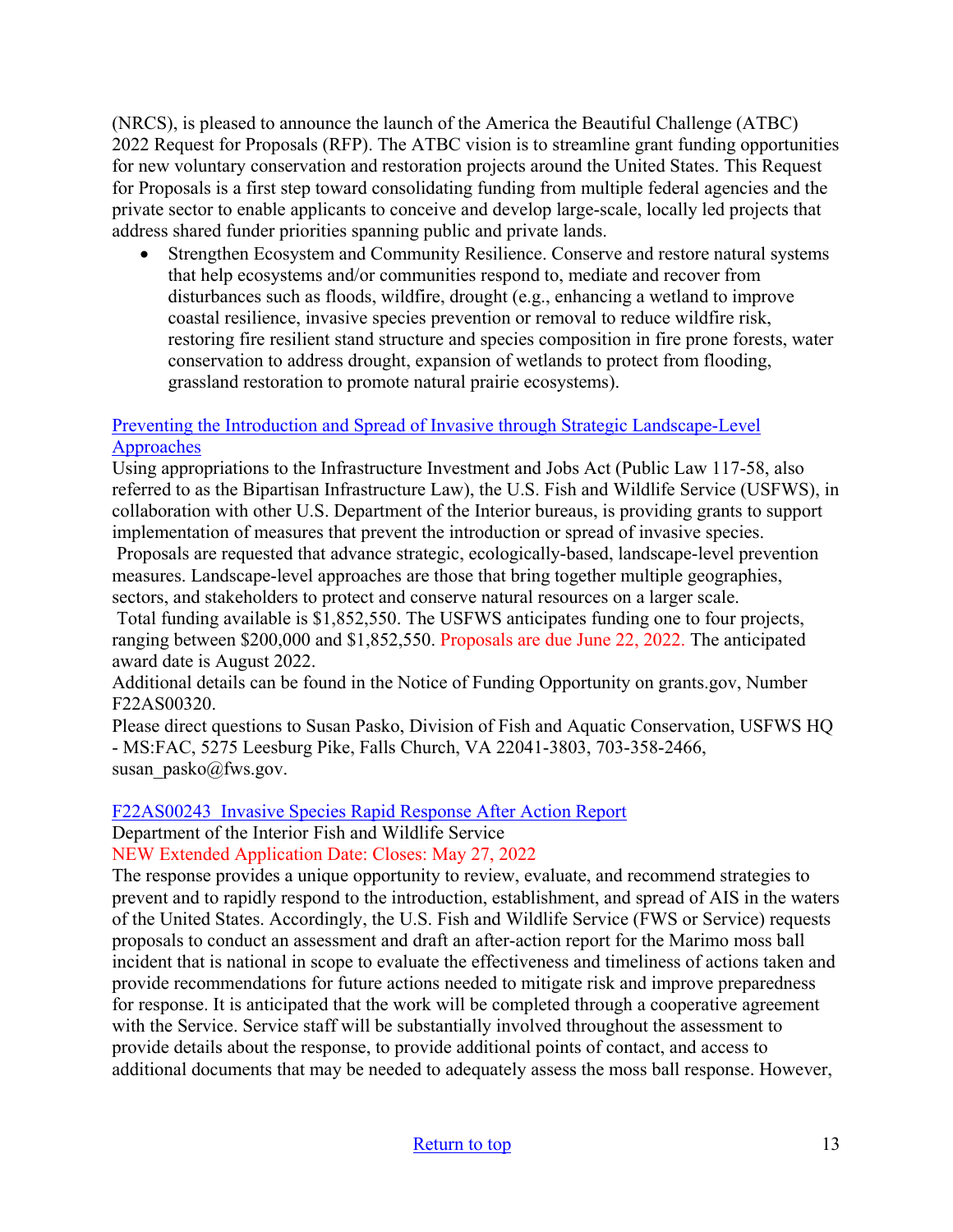(NRCS), is pleased to announce the launch of the America the Beautiful Challenge (ATBC) 2022 Request for Proposals (RFP). The ATBC vision is to streamline grant funding opportunities for new voluntary conservation and restoration projects around the United States. This Request for Proposals is a first step toward consolidating funding from multiple federal agencies and the private sector to enable applicants to conceive and develop large-scale, locally led projects that address shared funder priorities spanning public and private lands.

- Strengthen Ecosystem and Community Resilience. Conserve and restore natural systems that help ecosystems and/or communities respond to, mediate and recover from disturbances such as floods, wildfire, drought (e.g., enhancing a wetland to improve coastal resilience, invasive species prevention or removal to reduce wildfire risk, restoring fire resilient stand structure and species composition in fire prone forests, water conservation to address drought, expansion of wetlands to protect from flooding, grassland restoration to promote natural prairie ecosystems).

[Preventing the Introduction and Spread of Invasive through Strategic Landscape-Level Approaches]

Using appropriations to the Infrastructure Investment and Jobs Act (Public Law 117-58, also referred to as the Bipartisan Infrastructure Law), the U.S. Fish and Wildlife Service (USFWS), in collaboration with other U.S. Department of the Interior bureaus, is providing grants to support implementation of measures that prevent the introduction or spread of invasive species.

Proposals are requested that advance strategic, ecologically-based, landscape-level prevention measures. Landscape-level approaches are those that bring together multiple geographies, sectors, and stakeholders to protect and conserve natural resources on a larger scale.

Total funding available is $1,852,550. The USFWS anticipates funding one to four projects, ranging between $200,000 and $1,852,550. Proposals are due June 22, 2022. The anticipated award date is August 2022.

Additional details can be found in the Notice of Funding Opportunity on grants.gov, Number F22AS00320.

Please direct questions to Susan Pasko, Division of Fish and Aquatic Conservation, USFWS HQ - MS:FAC, 5275 Leesburg Pike, Falls Church, VA 22041-3803, 703-358-2466, susan_pasko@fws.gov.

[F22AS00243 Invasive Species Rapid Response After Action Report]

Department of the Interior Fish and Wildlife Service

NEW Extended Application Date: Closes: May 27, 2022

The response provides a unique opportunity to review, evaluate, and recommend strategies to prevent and to rapidly respond to the introduction, establishment, and spread of AIS in the waters of the United States. Accordingly, the U.S. Fish and Wildlife Service (FWS or Service) requests proposals to conduct an assessment and draft an after-action report for the Marimo moss ball incident that is national in scope to evaluate the effectiveness and timeliness of actions taken and provide recommendations for future actions needed to mitigate risk and improve preparedness for response. It is anticipated that the work will be completed through a cooperative agreement with the Service. Service staff will be substantially involved throughout the assessment to provide details about the response, to provide additional points of contact, and access to additional documents that may be needed to adequately assess the moss ball response. However,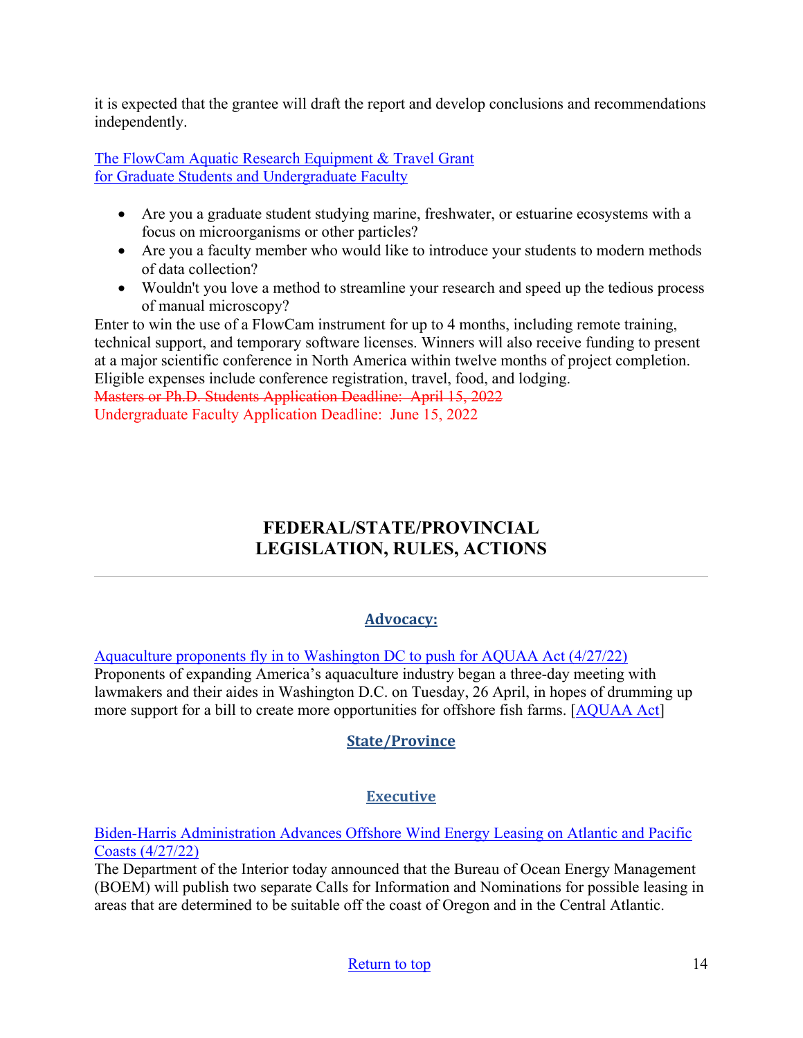it is expected that the grantee will draft the report and develop conclusions and recommendations independently.

The FlowCam Aquatic Research Equipment & Travel Grant
for Graduate Students and Undergraduate Faculty

- Are you a graduate student studying marine, freshwater, or estuarine ecosystems with a focus on microorganisms or other particles?
- Are you a faculty member who would like to introduce your students to modern methods of data collection?
- Wouldn't you love a method to streamline your research and speed up the tedious process of manual microscopy?

Enter to win the use of a FlowCam instrument for up to 4 months, including remote training, technical support, and temporary software licenses. Winners will also receive funding to present at a major scientific conference in North America within twelve months of project completion. Eligible expenses include conference registration, travel, food, and lodging.
~~Masters or Ph.D. Students Application Deadline: April 15, 2022~~
Undergraduate Faculty Application Deadline: June 15, 2022

## FEDERAL/STATE/PROVINCIAL LEGISLATION, RULES, ACTIONS

---

### Advocacy:

Aquaculture proponents fly in to Washington DC to push for AQUAA Act (4/27/22)
Proponents of expanding America's aquaculture industry began a three-day meeting with lawmakers and their aides in Washington D.C. on Tuesday, 26 April, in hopes of drumming up more support for a bill to create more opportunities for offshore fish farms. [AQUAA Act]

### State/Province

### Executive

Biden-Harris Administration Advances Offshore Wind Energy Leasing on Atlantic and Pacific Coasts (4/27/22)
The Department of the Interior today announced that the Bureau of Ocean Energy Management (BOEM) will publish two separate Calls for Information and Nominations for possible leasing in areas that are determined to be suitable off the coast of Oregon and in the Central Atlantic.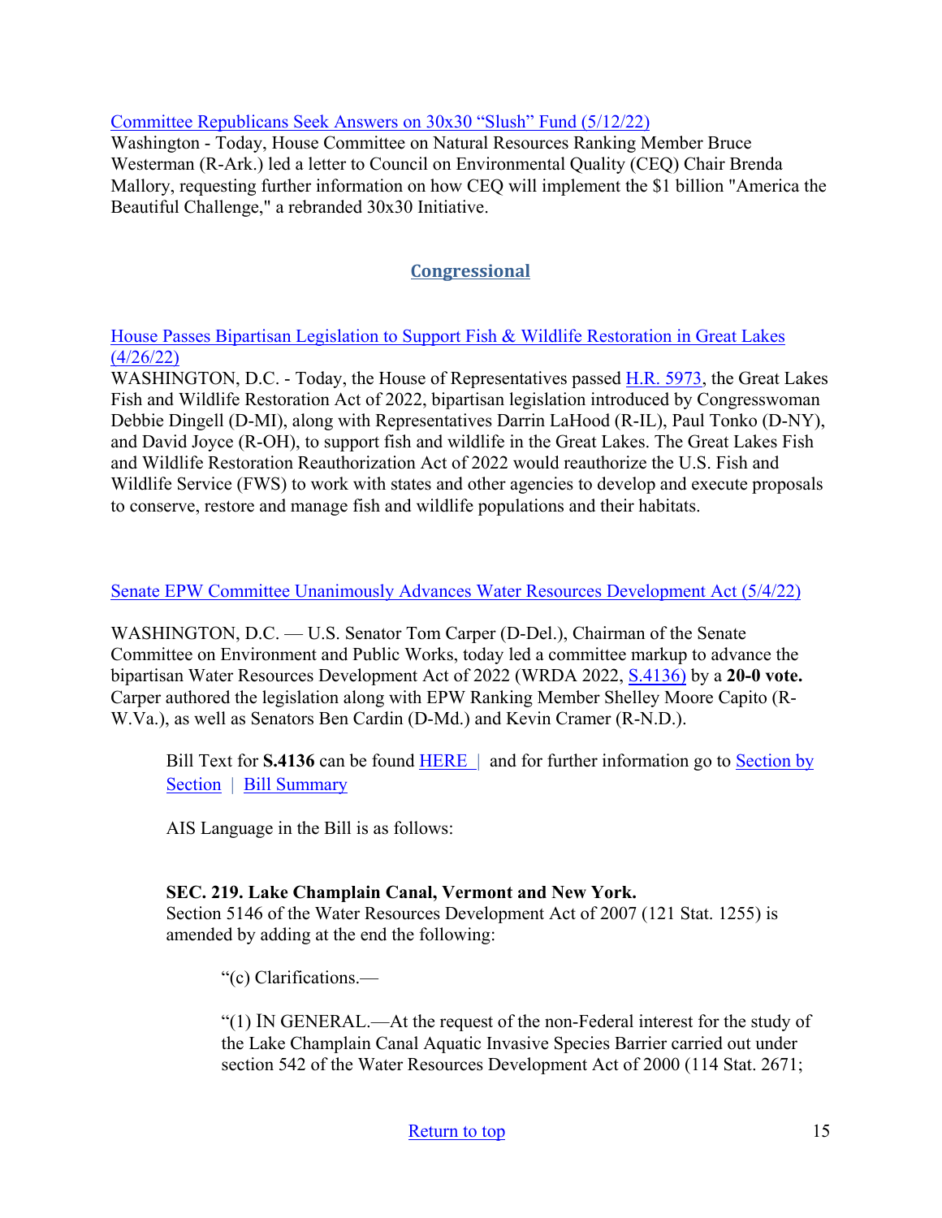[Committee Republicans Seek Answers on 30x30 "Slush" Fund (5/12/22)]

Washington - Today, House Committee on Natural Resources Ranking Member Bruce Westerman (R-Ark.) led a letter to Council on Environmental Quality (CEQ) Chair Brenda Mallory, requesting further information on how CEQ will implement the $1 billion "America the Beautiful Challenge," a rebranded 30x30 Initiative.

## Congressional

[House Passes Bipartisan Legislation to Support Fish & Wildlife Restoration in Great Lakes (4/26/22)]

WASHINGTON, D.C. - Today, the House of Representatives passed H.R. 5973, the Great Lakes Fish and Wildlife Restoration Act of 2022, bipartisan legislation introduced by Congresswoman Debbie Dingell (D-MI), along with Representatives Darrin LaHood (R-IL), Paul Tonko (D-NY), and David Joyce (R-OH), to support fish and wildlife in the Great Lakes. The Great Lakes Fish and Wildlife Restoration Reauthorization Act of 2022 would reauthorize the U.S. Fish and Wildlife Service (FWS) to work with states and other agencies to develop and execute proposals to conserve, restore and manage fish and wildlife populations and their habitats.

[Senate EPW Committee Unanimously Advances Water Resources Development Act (5/4/22)]

WASHINGTON, D.C. — U.S. Senator Tom Carper (D-Del.), Chairman of the Senate Committee on Environment and Public Works, today led a committee markup to advance the bipartisan Water Resources Development Act of 2022 (WRDA 2022, S.4136) by a **20-0 vote.** Carper authored the legislation along with EPW Ranking Member Shelley Moore Capito (R-W.Va.), as well as Senators Ben Cardin (D-Md.) and Kevin Cramer (R-N.D.).

> Bill Text for **S.4136** can be found HERE | and for further information go to Section by Section | Bill Summary
>
> AIS Language in the Bill is as follows:
>
> **SEC. 219. Lake Champlain Canal, Vermont and New York.**
> Section 5146 of the Water Resources Development Act of 2007 (121 Stat. 1255) is amended by adding at the end the following:
>
> > "(c) Clarifications.—
> >
> > "(1) IN GENERAL.—At the request of the non-Federal interest for the study of the Lake Champlain Canal Aquatic Invasive Species Barrier carried out under section 542 of the Water Resources Development Act of 2000 (114 Stat. 2671;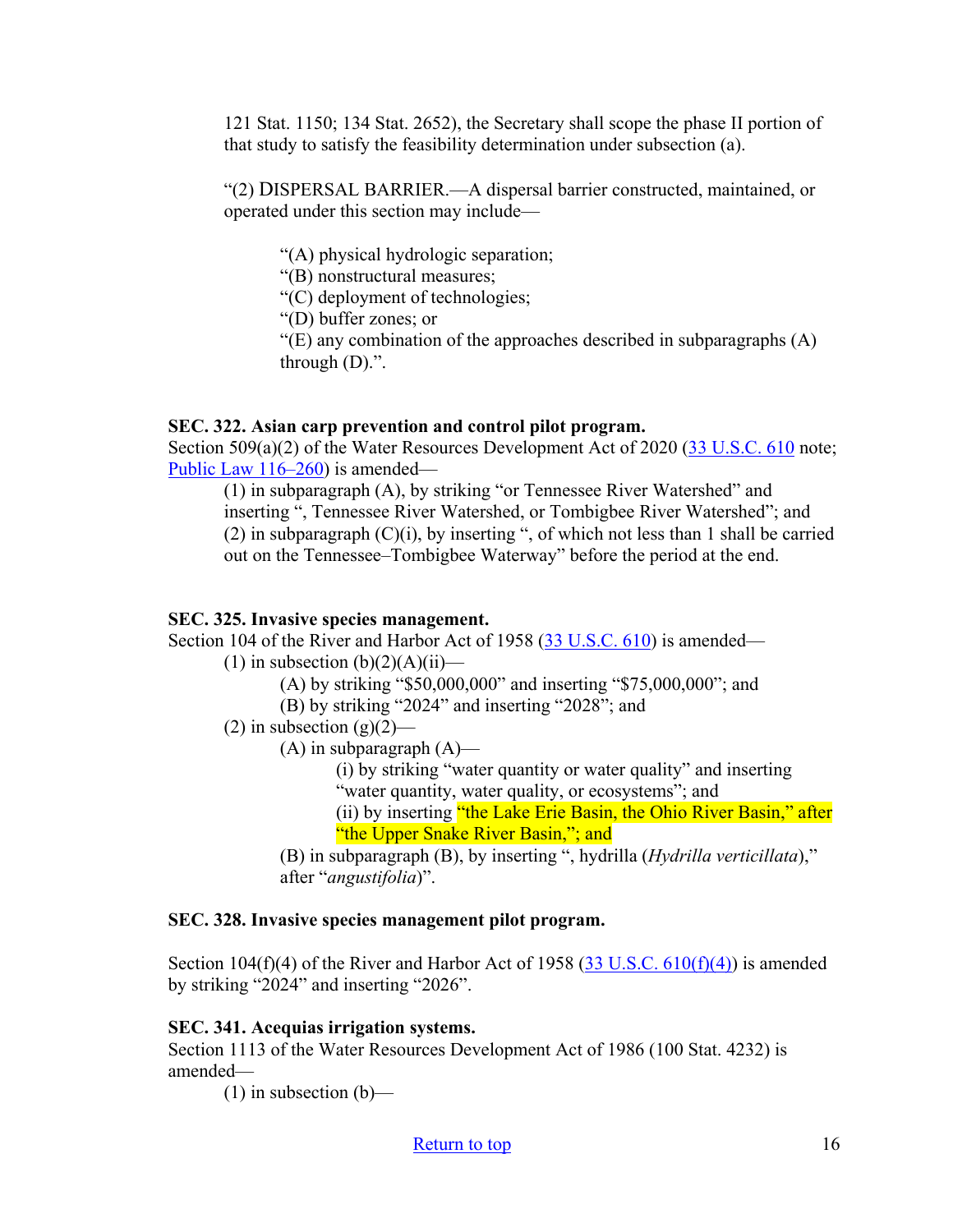121 Stat. 1150; 134 Stat. 2652), the Secretary shall scope the phase II portion of that study to satisfy the feasibility determination under subsection (a).

"(2) DISPERSAL BARRIER.—A dispersal barrier constructed, maintained, or operated under this section may include—

"(A) physical hydrologic separation;
"(B) nonstructural measures;
"(C) deployment of technologies;
"(D) buffer zones; or
"(E) any combination of the approaches described in subparagraphs (A) through (D).".

**SEC. 322. Asian carp prevention and control pilot program.**
Section 509(a)(2) of the Water Resources Development Act of 2020 (33 U.S.C. 610 note; Public Law 116–260) is amended—

(1) in subparagraph (A), by striking "or Tennessee River Watershed" and inserting ", Tennessee River Watershed, or Tombigbee River Watershed"; and
(2) in subparagraph (C)(i), by inserting ", of which not less than 1 shall be carried out on the Tennessee–Tombigbee Waterway" before the period at the end.

**SEC. 325. Invasive species management.**
Section 104 of the River and Harbor Act of 1958 (33 U.S.C. 610) is amended—

(1) in subsection (b)(2)(A)(ii)—
(A) by striking "$50,000,000" and inserting "$75,000,000"; and
(B) by striking "2024" and inserting "2028"; and
(2) in subsection (g)(2)—
(A) in subparagraph (A)—
(i) by striking "water quantity or water quality" and inserting "water quantity, water quality, or ecosystems"; and
(ii) by inserting "the Lake Erie Basin, the Ohio River Basin," after "the Upper Snake River Basin,"; and
(B) in subparagraph (B), by inserting ", hydrilla (*Hydrilla verticillata*)," after "*angustifolia*)".

**SEC. 328. Invasive species management pilot program.**

Section 104(f)(4) of the River and Harbor Act of 1958 (33 U.S.C. 610(f)(4)) is amended by striking "2024" and inserting "2026".

**SEC. 341. Acequias irrigation systems.**
Section 1113 of the Water Resources Development Act of 1986 (100 Stat. 4232) is amended—

(1) in subsection (b)—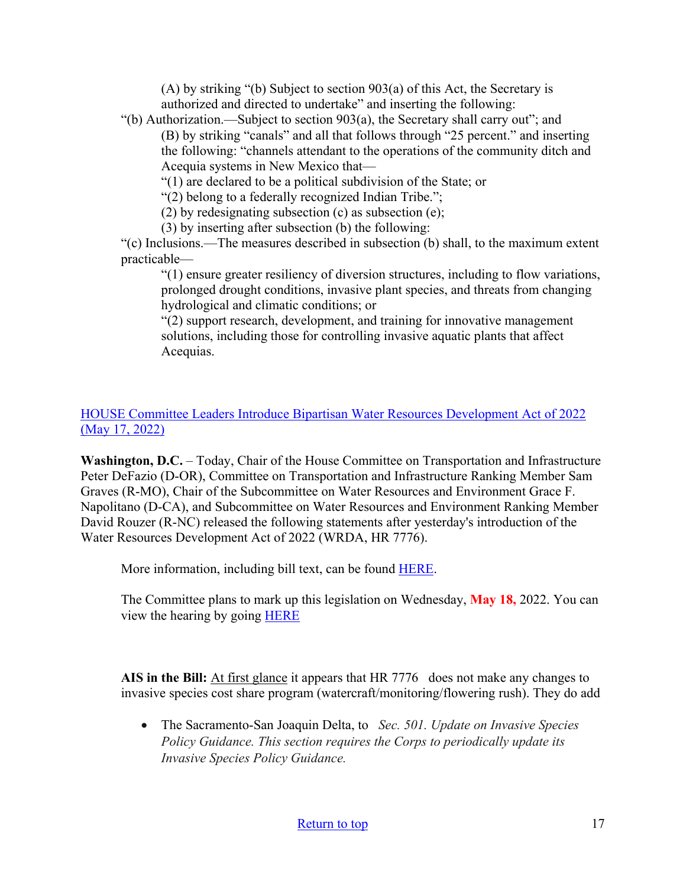(A) by striking "(b) Subject to section 903(a) of this Act, the Secretary is authorized and directed to undertake" and inserting the following:

"(b) Authorization.—Subject to section 903(a), the Secretary shall carry out"; and

(B) by striking "canals" and all that follows through "25 percent." and inserting the following: "channels attendant to the operations of the community ditch and Acequia systems in New Mexico that—

"(1) are declared to be a political subdivision of the State; or

"(2) belong to a federally recognized Indian Tribe.";

(2) by redesignating subsection (c) as subsection (e);

(3) by inserting after subsection (b) the following:

"(c) Inclusions.—The measures described in subsection (b) shall, to the maximum extent practicable—

"(1) ensure greater resiliency of diversion structures, including to flow variations, prolonged drought conditions, invasive plant species, and threats from changing hydrological and climatic conditions; or

"(2) support research, development, and training for innovative management solutions, including those for controlling invasive aquatic plants that affect Acequias.

HOUSE Committee Leaders Introduce Bipartisan Water Resources Development Act of 2022 (May 17, 2022)

**Washington, D.C.** – Today, Chair of the House Committee on Transportation and Infrastructure Peter DeFazio (D-OR), Committee on Transportation and Infrastructure Ranking Member Sam Graves (R-MO), Chair of the Subcommittee on Water Resources and Environment Grace F. Napolitano (D-CA), and Subcommittee on Water Resources and Environment Ranking Member David Rouzer (R-NC) released the following statements after yesterday's introduction of the Water Resources Development Act of 2022 (WRDA, HR 7776).

More information, including bill text, can be found HERE.

The Committee plans to mark up this legislation on Wednesday, **May 18,** 2022. You can view the hearing by going HERE

**AIS in the Bill:** At first glance it appears that HR 7776 does not make any changes to invasive species cost share program (watercraft/monitoring/flowering rush). They do add

- The Sacramento-San Joaquin Delta, to *Sec. 501. Update on Invasive Species Policy Guidance. This section requires the Corps to periodically update its Invasive Species Policy Guidance.*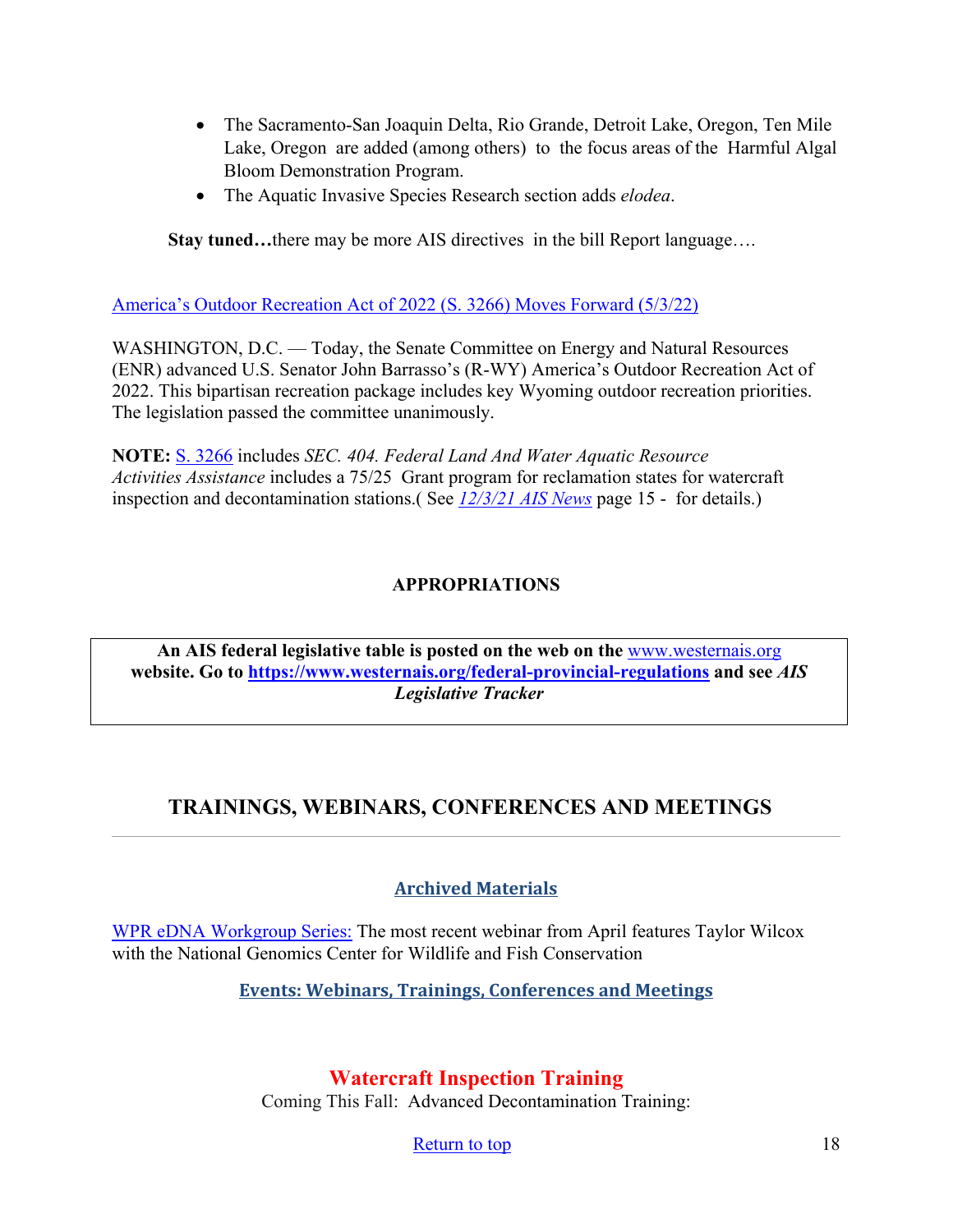- The Sacramento-San Joaquin Delta, Rio Grande, Detroit Lake, Oregon, Ten Mile Lake, Oregon are added (among others) to the focus areas of the Harmful Algal Bloom Demonstration Program.
- The Aquatic Invasive Species Research section adds *elodea*.

**Stay tuned…**there may be more AIS directives in the bill Report language….

America's Outdoor Recreation Act of 2022 (S. 3266) Moves Forward (5/3/22)

WASHINGTON, D.C. — Today, the Senate Committee on Energy and Natural Resources (ENR) advanced U.S. Senator John Barrasso's (R-WY) America's Outdoor Recreation Act of 2022. This bipartisan recreation package includes key Wyoming outdoor recreation priorities. The legislation passed the committee unanimously.

**NOTE:** S. 3266 includes *SEC. 404. Federal Land And Water Aquatic Resource Activities Assistance* includes a 75/25 Grant program for reclamation states for watercraft inspection and decontamination stations.( See *12/3/21 AIS News* page 15 - for details.)

### APPROPRIATIONS

**An AIS federal legislative table is posted on the web on the www.westernais.org website. Go to https://www.westernais.org/federal-provincial-regulations and see *AIS Legislative Tracker***

## TRAININGS, WEBINARS, CONFERENCES AND MEETINGS

### Archived Materials

WPR eDNA Workgroup Series: The most recent webinar from April features Taylor Wilcox with the National Genomics Center for Wildlife and Fish Conservation

### Events: Webinars, Trainings, Conferences and Meetings

### Watercraft Inspection Training

Coming This Fall: Advanced Decontamination Training:

Return to top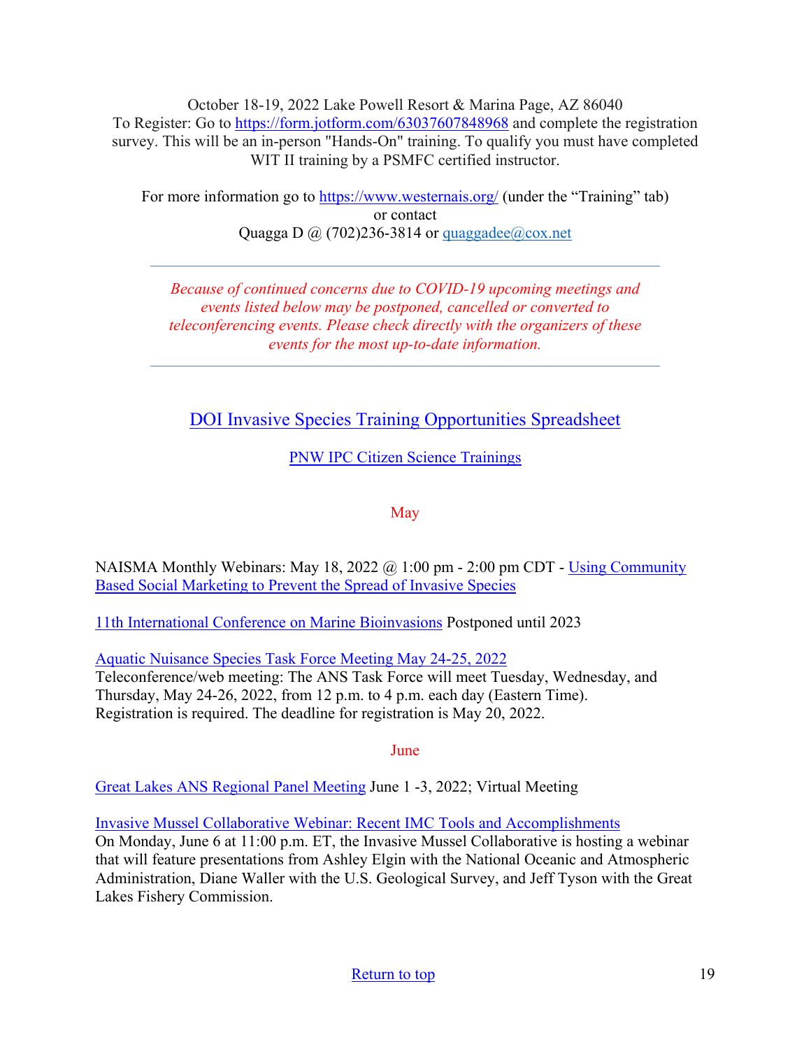October 18-19, 2022 Lake Powell Resort & Marina Page, AZ 86040
To Register: Go to https://form.jotform.com/63037607848968 and complete the registration survey. This will be an in-person "Hands-On" training. To qualify you must have completed WIT II training by a PSMFC certified instructor.

For more information go to https://www.westernais.org/ (under the "Training" tab) or contact
Quagga D @ (702)236-3814 or quaggadee@cox.net

---

*Because of continued concerns due to COVID-19 upcoming meetings and events listed below may be postponed, cancelled or converted to teleconferencing events. Please check directly with the organizers of these events for the most up-to-date information.*

---

## DOI Invasive Species Training Opportunities Spreadsheet

PNW IPC Citizen Science Trainings

### May

NAISMA Monthly Webinars: May 18, 2022 @ 1:00 pm - 2:00 pm CDT - Using Community Based Social Marketing to Prevent the Spread of Invasive Species

11th International Conference on Marine Bioinvasions Postponed until 2023

Aquatic Nuisance Species Task Force Meeting May 24-25, 2022
Teleconference/web meeting: The ANS Task Force will meet Tuesday, Wednesday, and Thursday, May 24-26, 2022, from 12 p.m. to 4 p.m. each day (Eastern Time). Registration is required. The deadline for registration is May 20, 2022.

### June

Great Lakes ANS Regional Panel Meeting June 1 -3, 2022; Virtual Meeting

Invasive Mussel Collaborative Webinar: Recent IMC Tools and Accomplishments
On Monday, June 6 at 11:00 p.m. ET, the Invasive Mussel Collaborative is hosting a webinar that will feature presentations from Ashley Elgin with the National Oceanic and Atmospheric Administration, Diane Waller with the U.S. Geological Survey, and Jeff Tyson with the Great Lakes Fishery Commission.

Return to top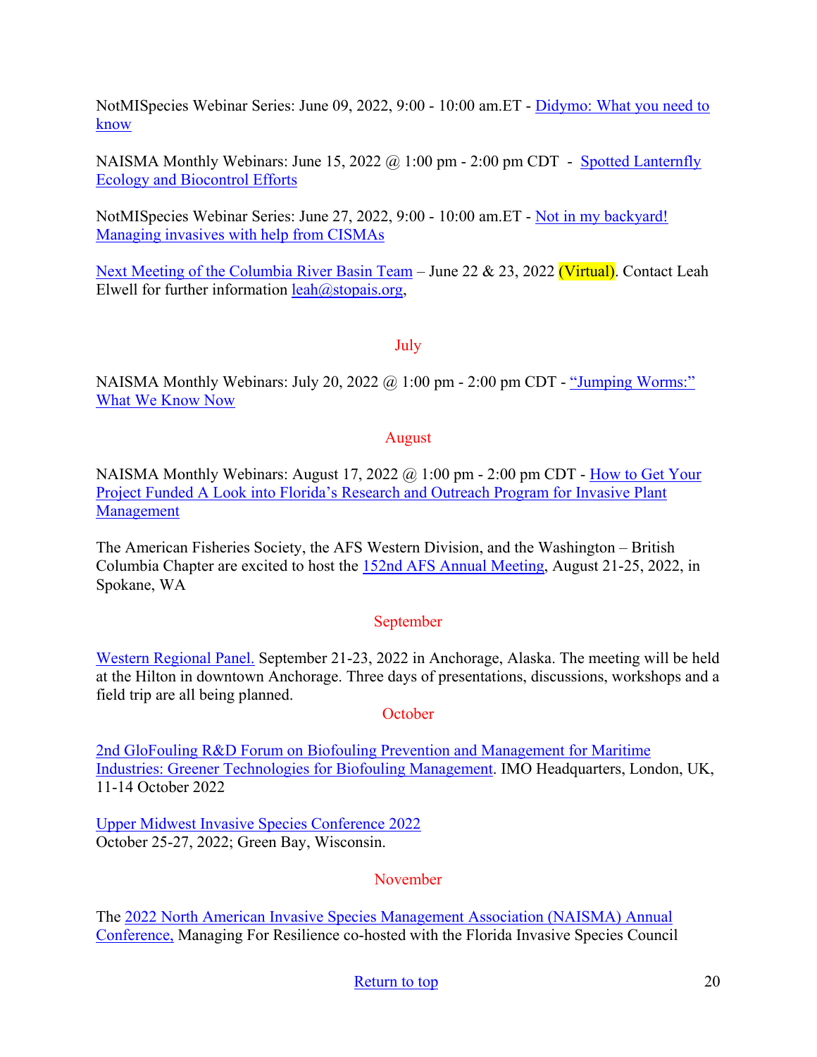NotMISpecies Webinar Series: June 09, 2022, 9:00 - 10:00 am.ET - Didymo: What you need to know

NAISMA Monthly Webinars: June 15, 2022 @ 1:00 pm - 2:00 pm CDT - Spotted Lanternfly Ecology and Biocontrol Efforts

NotMISpecies Webinar Series: June 27, 2022, 9:00 - 10:00 am.ET - Not in my backyard! Managing invasives with help from CISMAs

Next Meeting of the Columbia River Basin Team – June 22 & 23, 2022 (Virtual). Contact Leah Elwell for further information leah@stopais.org,

## July

NAISMA Monthly Webinars: July 20, 2022 @ 1:00 pm - 2:00 pm CDT - "Jumping Worms:" What We Know Now

## August

NAISMA Monthly Webinars: August 17, 2022 @ 1:00 pm - 2:00 pm CDT - How to Get Your Project Funded A Look into Florida's Research and Outreach Program for Invasive Plant Management

The American Fisheries Society, the AFS Western Division, and the Washington – British Columbia Chapter are excited to host the 152nd AFS Annual Meeting, August 21-25, 2022, in Spokane, WA

## September

Western Regional Panel. September 21-23, 2022 in Anchorage, Alaska. The meeting will be held at the Hilton in downtown Anchorage. Three days of presentations, discussions, workshops and a field trip are all being planned.

## October

2nd GloFouling R&D Forum on Biofouling Prevention and Management for Maritime Industries: Greener Technologies for Biofouling Management. IMO Headquarters, London, UK, 11-14 October 2022

Upper Midwest Invasive Species Conference 2022
October 25-27, 2022; Green Bay, Wisconsin.

## November

The 2022 North American Invasive Species Management Association (NAISMA) Annual Conference, Managing For Resilience co-hosted with the Florida Invasive Species Council

Return to top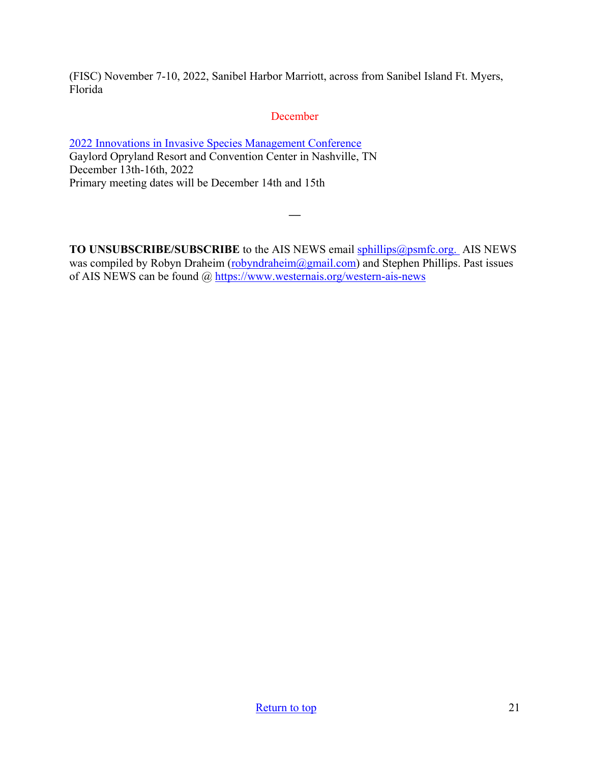(FISC) November 7-10, 2022, Sanibel Harbor Marriott, across from Sanibel Island Ft. Myers, Florida

## December

[2022 Innovations in Invasive Species Management Conference](#)
Gaylord Opryland Resort and Convention Center in Nashville, TN
December 13th-16th, 2022
Primary meeting dates will be December 14th and 15th

—

**TO UNSUBSCRIBE/SUBSCRIBE** to the AIS NEWS email sphillips@psmfc.org. AIS NEWS was compiled by Robyn Draheim (robyndraheim@gmail.com) and Stephen Phillips. Past issues of AIS NEWS can be found @ https://www.westernais.org/western-ais-news

Return to top